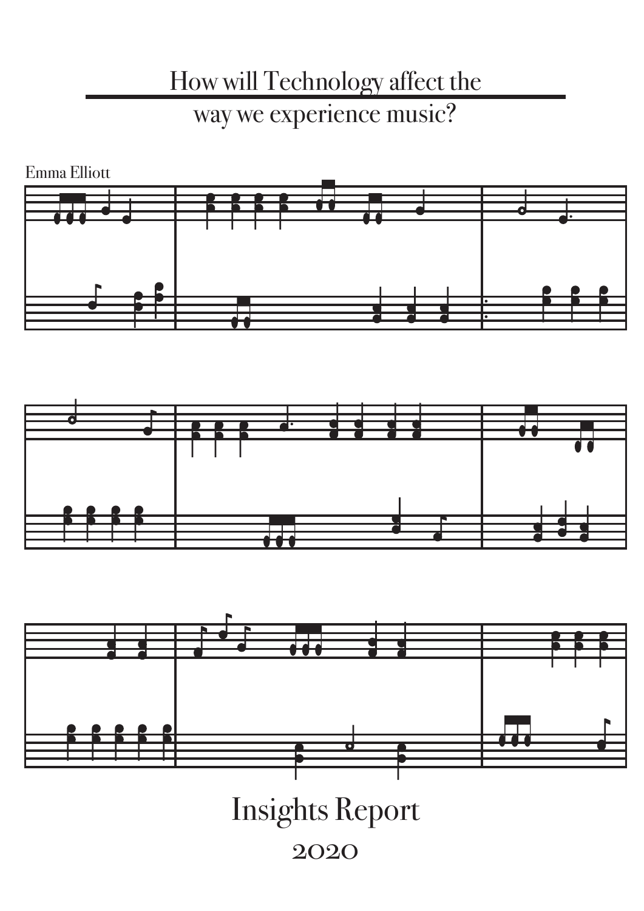# How will Technology affect the way we experience music?

Emma Elliott

# Insights Report

2020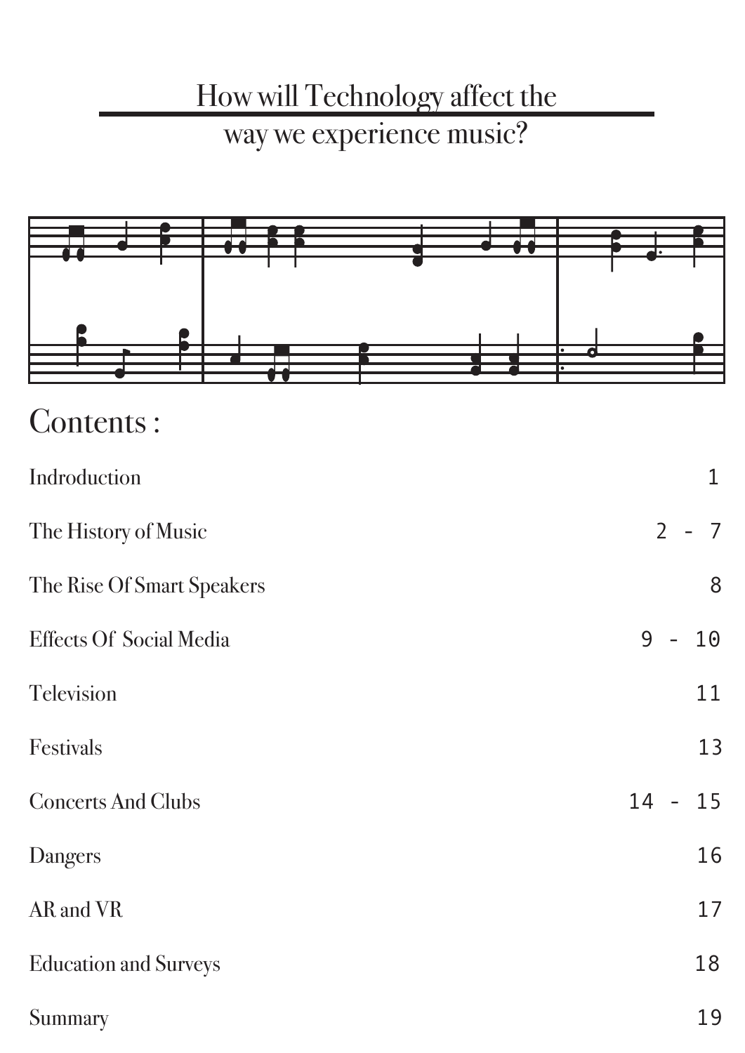# How will Technology affect the way we experience music?

## Contents :

| | |
|---|---|
| Indroduction | 1 |
| The History of Music | 2 - 7 |
| The Rise Of Smart Speakers | 8 |
| Effects Of Social Media | 9 - 10 |
| Television | 11 |
| Festivals | 13 |
| Concerts And Clubs | 14 - 15 |
| Dangers | 16 |
| AR and VR | 17 |
| Education and Surveys | 18 |
| Summary | 19 |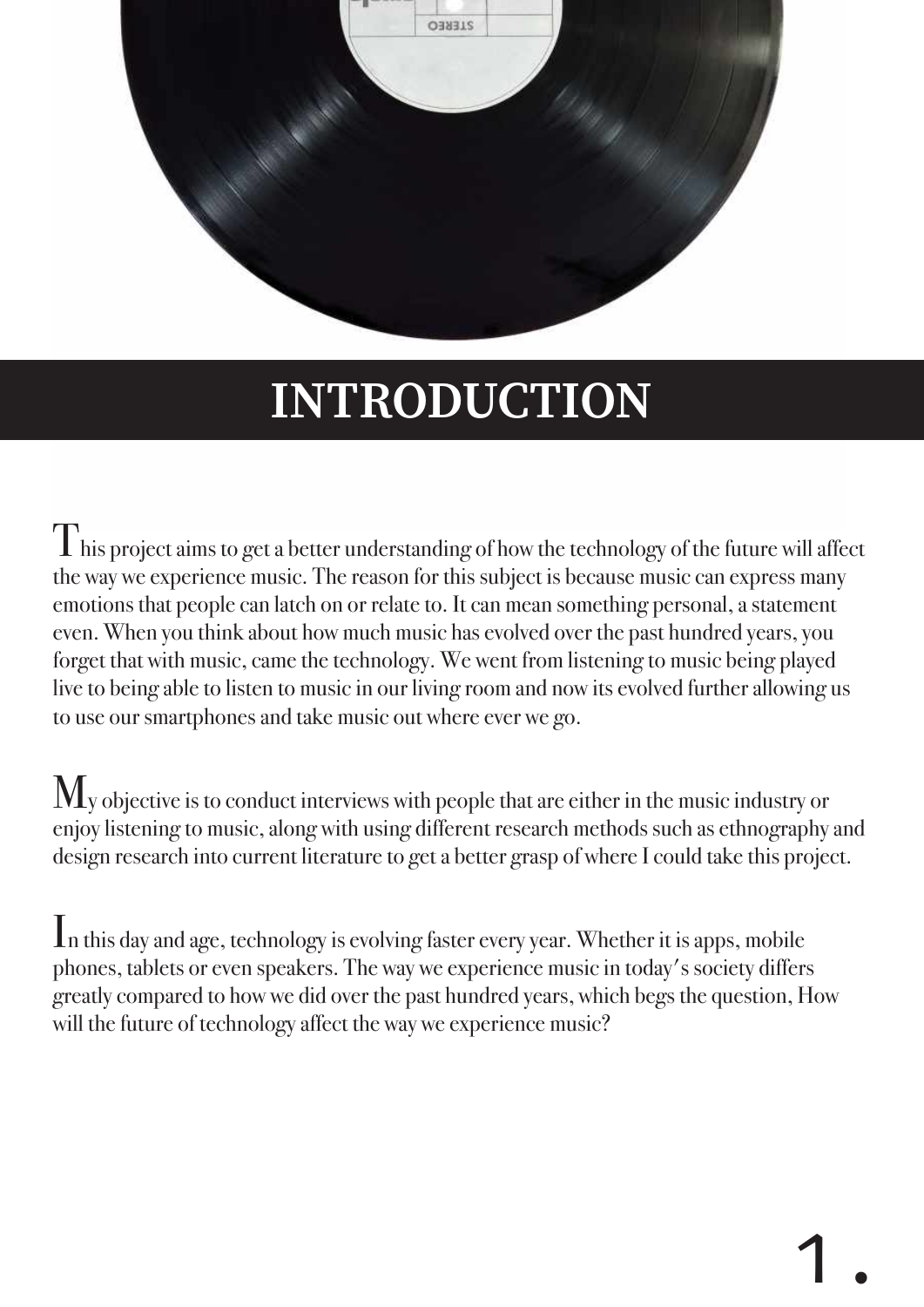# INTRODUCTION

This project aims to get a better understanding of how the technology of the future will affect the way we experience music. The reason for this subject is because music can express many emotions that people can latch on or relate to. It can mean something personal, a statement even. When you think about how much music has evolved over the past hundred years, you forget that with music, came the technology. We went from listening to music being played live to being able to listen to music in our living room and now its evolved further allowing us to use our smartphones and take music out where ever we go.

My objective is to conduct interviews with people that are either in the music industry or enjoy listening to music, along with using different research methods such as ethnography and design research into current literature to get a better grasp of where I could take this project.

In this day and age, technology is evolving faster every year. Whether it is apps, mobile phones, tablets or even speakers. The way we experience music in today's society differs greatly compared to how we did over the past hundred years, which begs the question, How will the future of technology affect the way we experience music?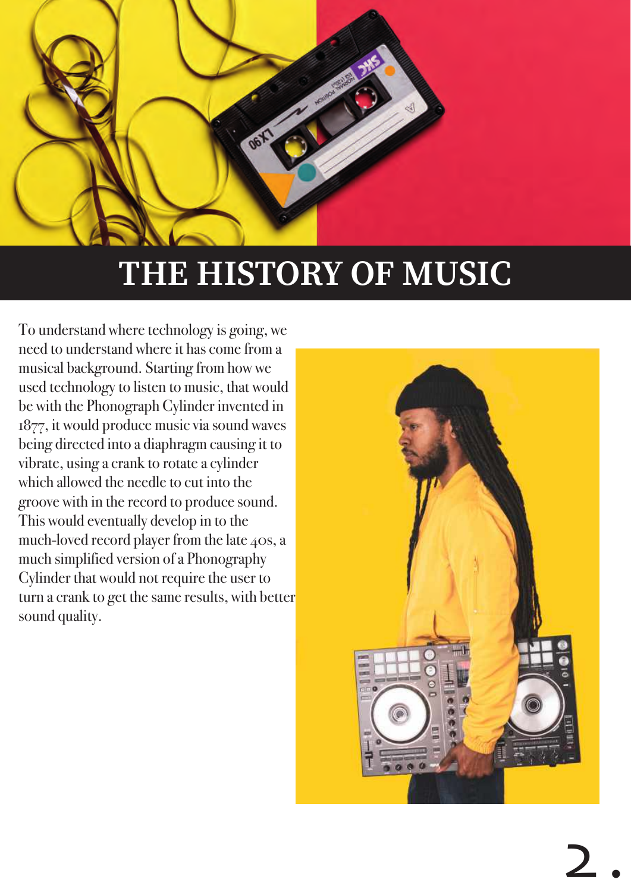# THE HISTORY OF MUSIC

To understand where technology is going, we need to understand where it has come from a musical background. Starting from how we used technology to listen to music, that would be with the Phonograph Cylinder invented in 1877, it would produce music via sound waves being directed into a diaphragm causing it to vibrate, using a crank to rotate a cylinder which allowed the needle to cut into the groove with in the record to produce sound. This would eventually develop in to the much-loved record player from the late 40s, a much simplified version of a Phonography Cylinder that would not require the user to turn a crank to get the same results, with better sound quality.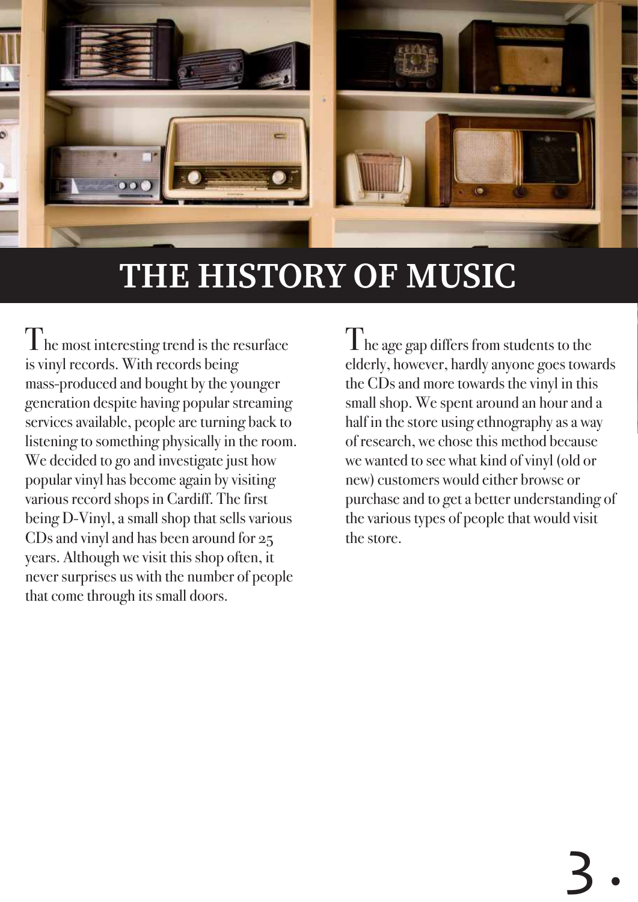# THE HISTORY OF MUSIC

The most interesting trend is the resurface is vinyl records. With records being mass-produced and bought by the younger generation despite having popular streaming services available, people are turning back to listening to something physically in the room. We decided to go and investigate just how popular vinyl has become again by visiting various record shops in Cardiff. The first being D-Vinyl, a small shop that sells various CDs and vinyl and has been around for 25 years. Although we visit this shop often, it never surprises us with the number of people that come through its small doors.

The age gap differs from students to the elderly, however, hardly anyone goes towards the CDs and more towards the vinyl in this small shop. We spent around an hour and a half in the store using ethnography as a way of research, we chose this method because we wanted to see what kind of vinyl (old or new) customers would either browse or purchase and to get a better understanding of the various types of people that would visit the store.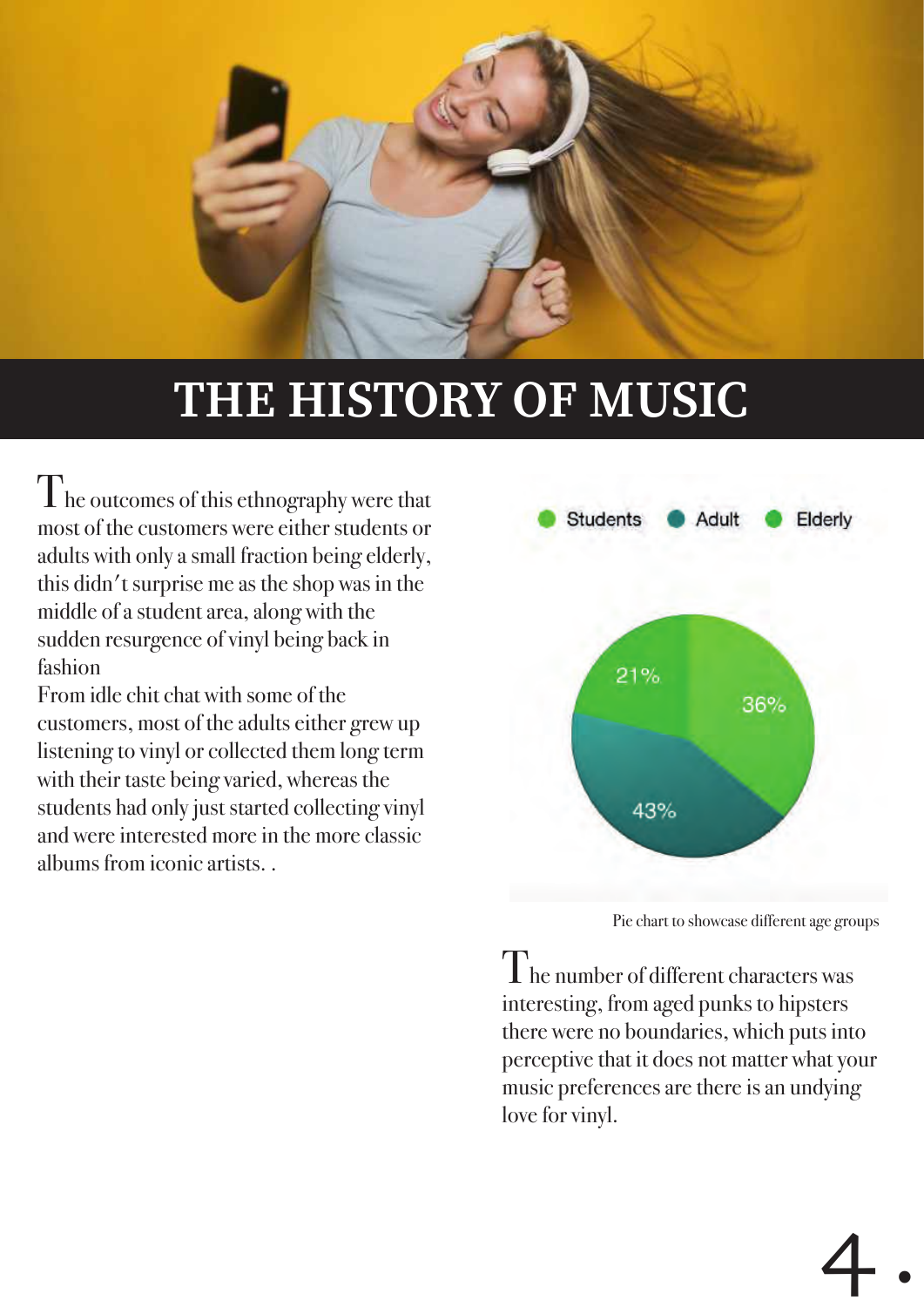# THE HISTORY OF MUSIC

The outcomes of this ethnography were that most of the customers were either students or adults with only a small fraction being elderly, this didn't surprise me as the shop was in the middle of a student area, along with the sudden resurgence of vinyl being back in fashion

From idle chit chat with some of the customers, most of the adults either grew up listening to vinyl or collected them long term with their taste being varied, whereas the students had only just started collecting vinyl and were interested more in the more classic albums from iconic artists. .

Students | Adult | Elderly

21% | 36% | 43%

Pie chart to showcase different age groups

The number of different characters was interesting, from aged punks to hipsters there were no boundaries, which puts into perceptive that it does not matter what your music preferences are there is an undying love for vinyl.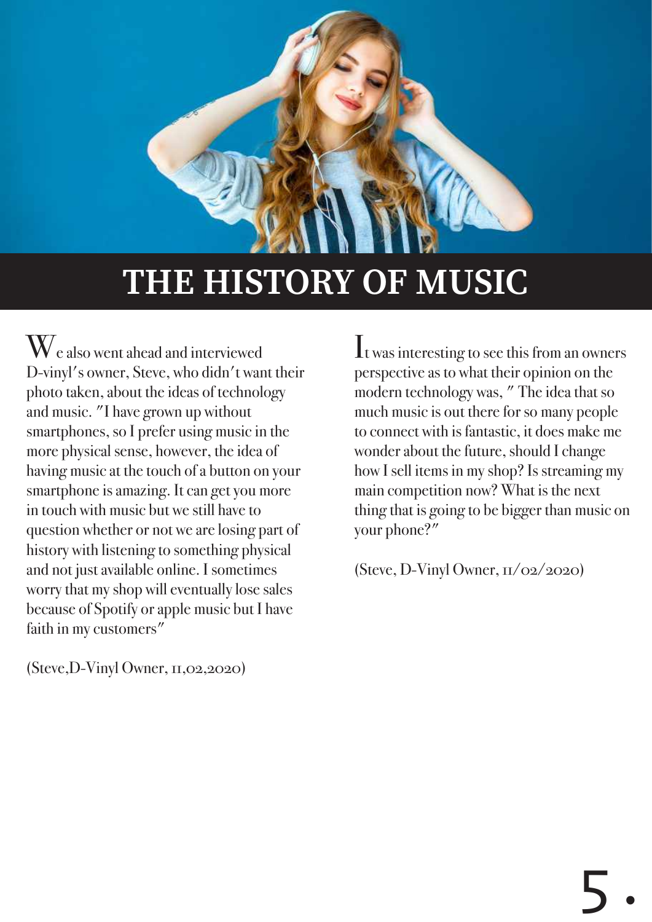# THE HISTORY OF MUSIC

We also went ahead and interviewed D-vinyl's owner, Steve, who didn't want their photo taken, about the ideas of technology and music. "I have grown up without smartphones, so I prefer using music in the more physical sense, however, the idea of having music at the touch of a button on your smartphone is amazing. It can get you more in touch with music but we still have to question whether or not we are losing part of history with listening to something physical and not just available online. I sometimes worry that my shop will eventually lose sales because of Spotify or apple music but I have faith in my customers"

(Steve,D-Vinyl Owner, 11,02,2020)

It was interesting to see this from an owners perspective as to what their opinion on the modern technology was, " The idea that so much music is out there for so many people to connect with is fantastic, it does make me wonder about the future, should I change how I sell items in my shop? Is streaming my main competition now? What is the next thing that is going to be bigger than music on your phone?"

(Steve, D-Vinyl Owner, 11/02/2020)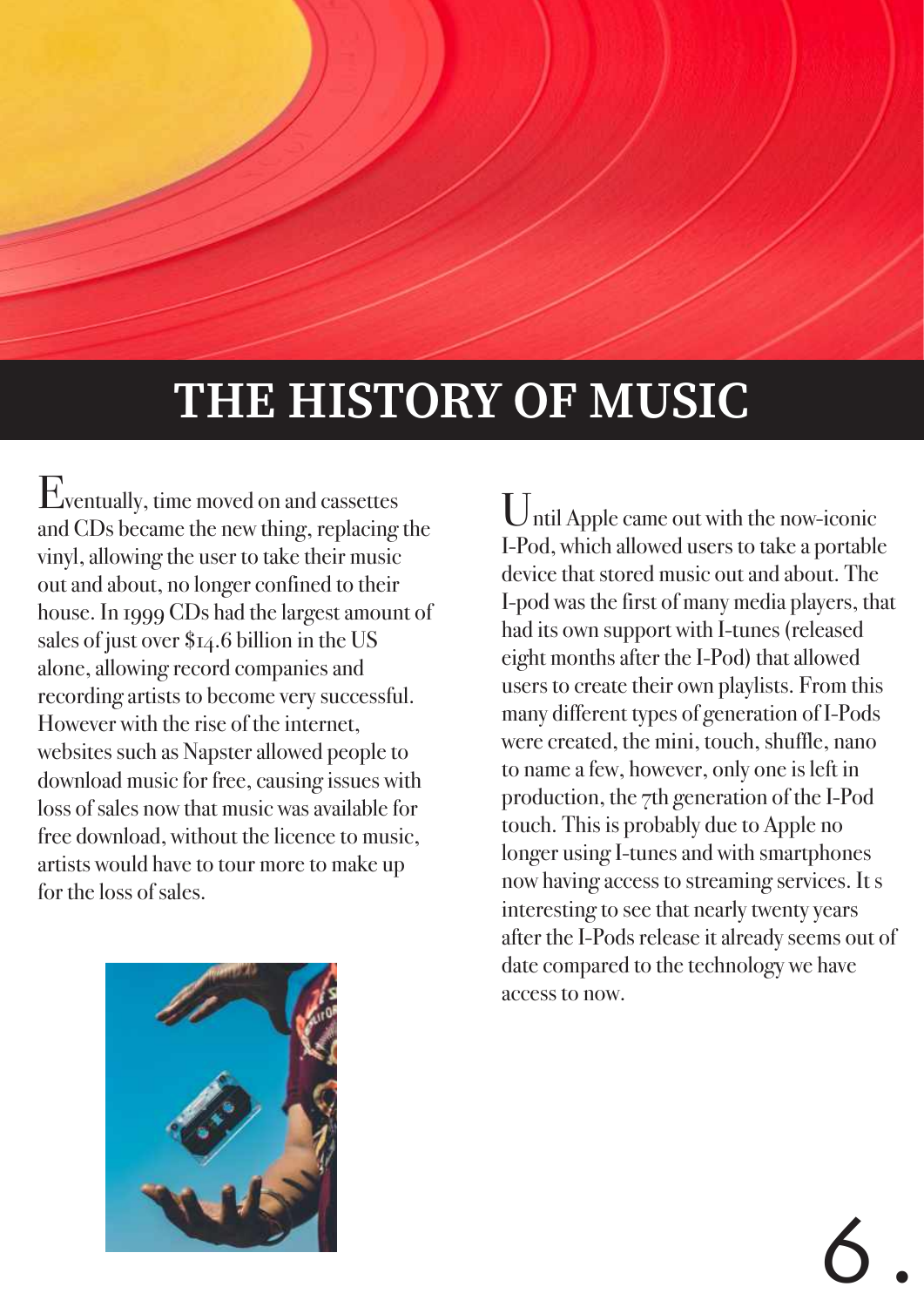# THE HISTORY OF MUSIC

Eventually, time moved on and cassettes and CDs became the new thing, replacing the vinyl, allowing the user to take their music out and about, no longer confined to their house. In 1999 CDs had the largest amount of sales of just over $14.6 billion in the US alone, allowing record companies and recording artists to become very successful. However with the rise of the internet, websites such as Napster allowed people to download music for free, causing issues with loss of sales now that music was available for free download, without the licence to music, artists would have to tour more to make up for the loss of sales.

Until Apple came out with the now-iconic I-Pod, which allowed users to take a portable device that stored music out and about. The I-pod was the first of many media players, that had its own support with I-tunes (released eight months after the I-Pod) that allowed users to create their own playlists. From this many different types of generation of I-Pods were created, the mini, touch, shuffle, nano to name a few, however, only one is left in production, the 7th generation of the I-Pod touch. This is probably due to Apple no longer using I-tunes and with smartphones now having access to streaming services. It s interesting to see that nearly twenty years after the I-Pods release it already seems out of date compared to the technology we have access to now.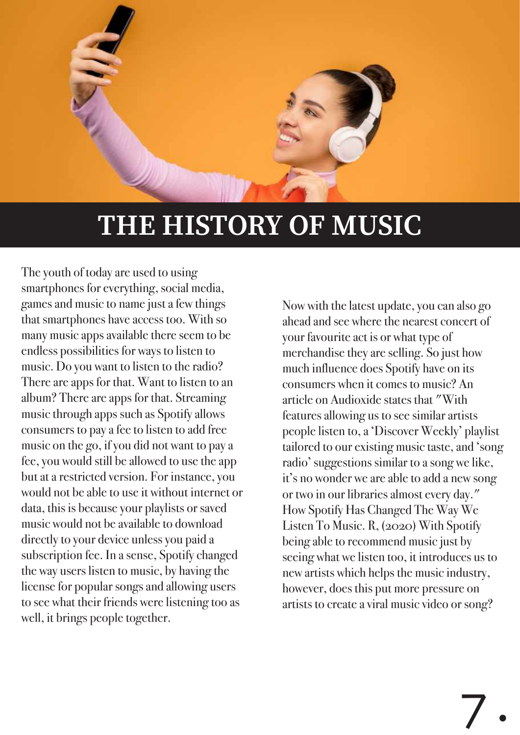# THE HISTORY OF MUSIC

The youth of today are used to using smartphones for everything, social media, games and music to name just a few things that smartphones have access too. With so many music apps available there seem to be endless possibilities for ways to listen to music. Do you want to listen to the radio? There are apps for that. Want to listen to an album? There are apps for that. Streaming music through apps such as Spotify allows consumers to pay a fee to listen to add free music on the go, if you did not want to pay a fee, you would still be allowed to use the app but at a restricted version. For instance, you would not be able to use it without internet or data, this is because your playlists or saved music would not be available to download directly to your device unless you paid a subscription fee. In a sense, Spotify changed the way users listen to music, by having the license for popular songs and allowing users to see what their friends were listening too as well, it brings people together.

Now with the latest update, you can also go ahead and see where the nearest concert of your favourite act is or what type of merchandise they are selling. So just how much influence does Spotify have on its consumers when it comes to music? An article on Audioxide states that "With features allowing us to see similar artists people listen to, a 'Discover Weekly' playlist tailored to our existing music taste, and 'song radio' suggestions similar to a song we like, it's no wonder we are able to add a new song or two in our libraries almost every day." How Spotify Has Changed The Way We Listen To Music. R, (2020) With Spotify being able to recommend music just by seeing what we listen too, it introduces us to new artists which helps the music industry, however, does this put more pressure on artists to create a viral music video or song?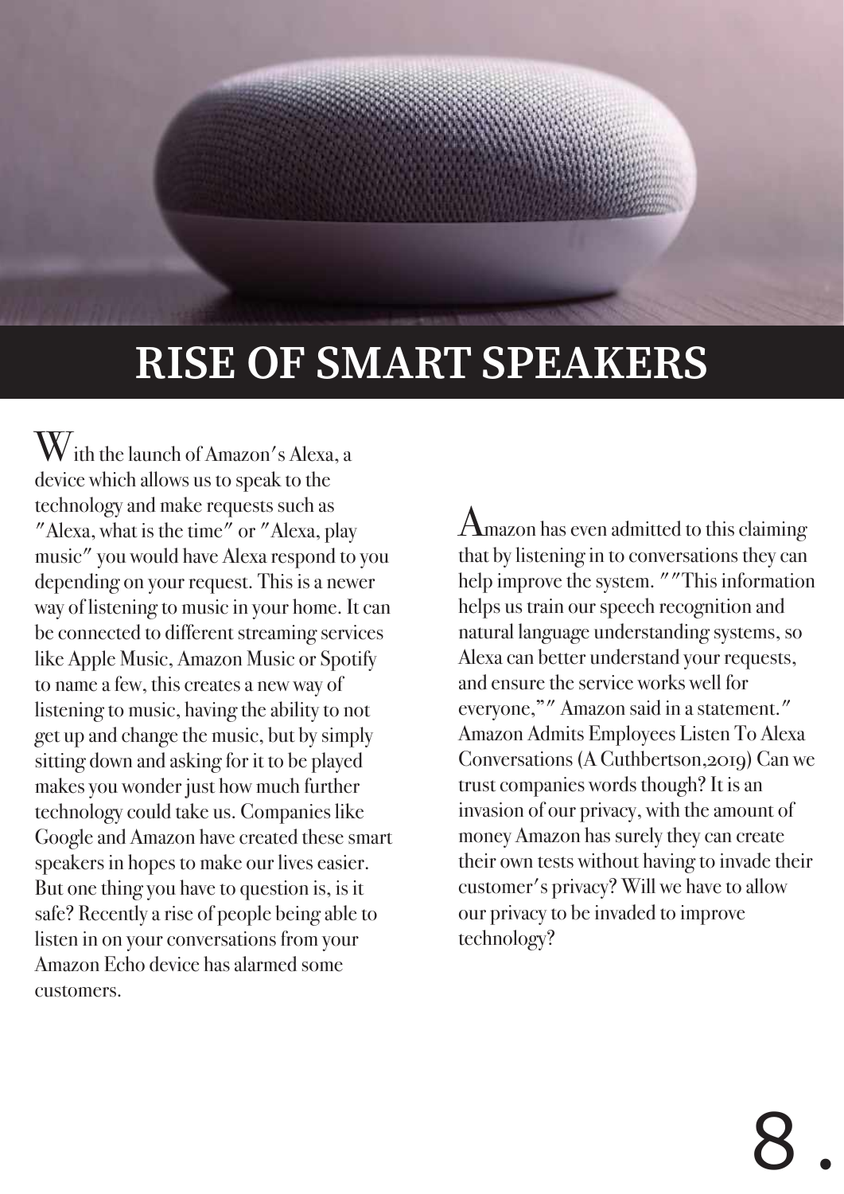# RISE OF SMART SPEAKERS

With the launch of Amazon's Alexa, a device which allows us to speak to the technology and make requests such as "Alexa, what is the time" or "Alexa, play music" you would have Alexa respond to you depending on your request. This is a newer way of listening to music in your home. It can be connected to different streaming services like Apple Music, Amazon Music or Spotify to name a few, this creates a new way of listening to music, having the ability to not get up and change the music, but by simply sitting down and asking for it to be played makes you wonder just how much further technology could take us. Companies like Google and Amazon have created these smart speakers in hopes to make our lives easier. But one thing you have to question is, is it safe? Recently a rise of people being able to listen in on your conversations from your Amazon Echo device has alarmed some customers.

Amazon has even admitted to this claiming that by listening in to conversations they can help improve the system. ""This information helps us train our speech recognition and natural language understanding systems, so Alexa can better understand your requests, and ensure the service works well for everyone,"" Amazon said in a statement." Amazon Admits Employees Listen To Alexa Conversations (A Cuthbertson,2019) Can we trust companies words though? It is an invasion of our privacy, with the amount of money Amazon has surely they can create their own tests without having to invade their customer's privacy? Will we have to allow our privacy to be invaded to improve technology?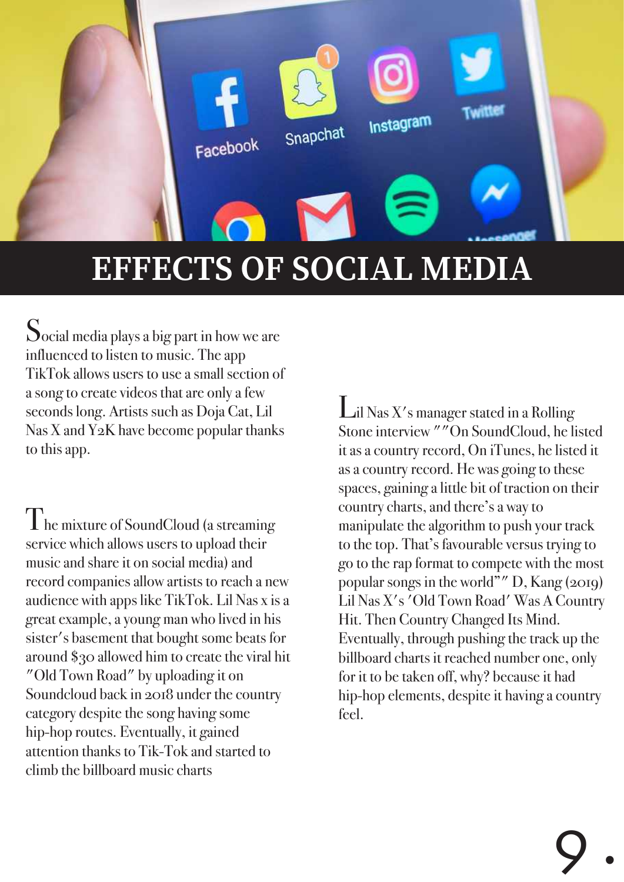# EFFECTS OF SOCIAL MEDIA

Social media plays a big part in how we are influenced to listen to music. The app TikTok allows users to use a small section of a song to create videos that are only a few seconds long. Artists such as Doja Cat, Lil Nas X and Y2K have become popular thanks to this app.

The mixture of SoundCloud (a streaming service which allows users to upload their music and share it on social media) and record companies allow artists to reach a new audience with apps like TikTok. Lil Nas x is a great example, a young man who lived in his sister's basement that bought some beats for around $30 allowed him to create the viral hit "Old Town Road" by uploading it on Soundcloud back in 2018 under the country category despite the song having some hip-hop routes. Eventually, it gained attention thanks to Tik-Tok and started to climb the billboard music charts

Lil Nas X's manager stated in a Rolling Stone interview ""On SoundCloud, he listed it as a country record, On iTunes, he listed it as a country record. He was going to these spaces, gaining a little bit of traction on their country charts, and there's a way to manipulate the algorithm to push your track to the top. That's favourable versus trying to go to the rap format to compete with the most popular songs in the world"" D, Kang (2019) Lil Nas X's 'Old Town Road' Was A Country Hit. Then Country Changed Its Mind. Eventually, through pushing the track up the billboard charts it reached number one, only for it to be taken off, why? because it had hip-hop elements, despite it having a country feel.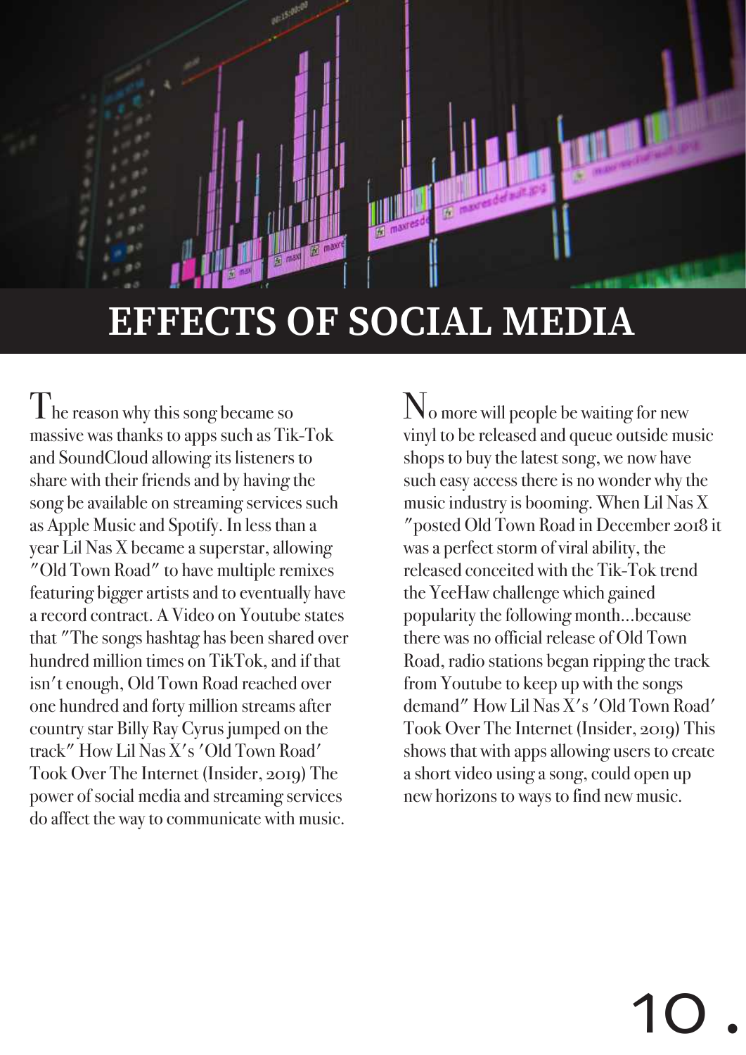# EFFECTS OF SOCIAL MEDIA

The reason why this song became so massive was thanks to apps such as Tik-Tok and SoundCloud allowing its listeners to share with their friends and by having the song be available on streaming services such as Apple Music and Spotify. In less than a year Lil Nas X became a superstar, allowing "Old Town Road" to have multiple remixes featuring bigger artists and to eventually have a record contract. A Video on Youtube states that "The songs hashtag has been shared over hundred million times on TikTok, and if that isn't enough, Old Town Road reached over one hundred and forty million streams after country star Billy Ray Cyrus jumped on the track" How Lil Nas X's 'Old Town Road' Took Over The Internet (Insider, 2019) The power of social media and streaming services do affect the way to communicate with music.

No more will people be waiting for new vinyl to be released and queue outside music shops to buy the latest song, we now have such easy access there is no wonder why the music industry is booming. When Lil Nas X "posted Old Town Road in December 2018 it was a perfect storm of viral ability, the released conceited with the Tik-Tok trend the YeeHaw challenge which gained popularity the following month...because there was no official release of Old Town Road, radio stations began ripping the track from Youtube to keep up with the songs demand" How Lil Nas X's 'Old Town Road' Took Over The Internet (Insider, 2019) This shows that with apps allowing users to create a short video using a song, could open up new horizons to ways to find new music.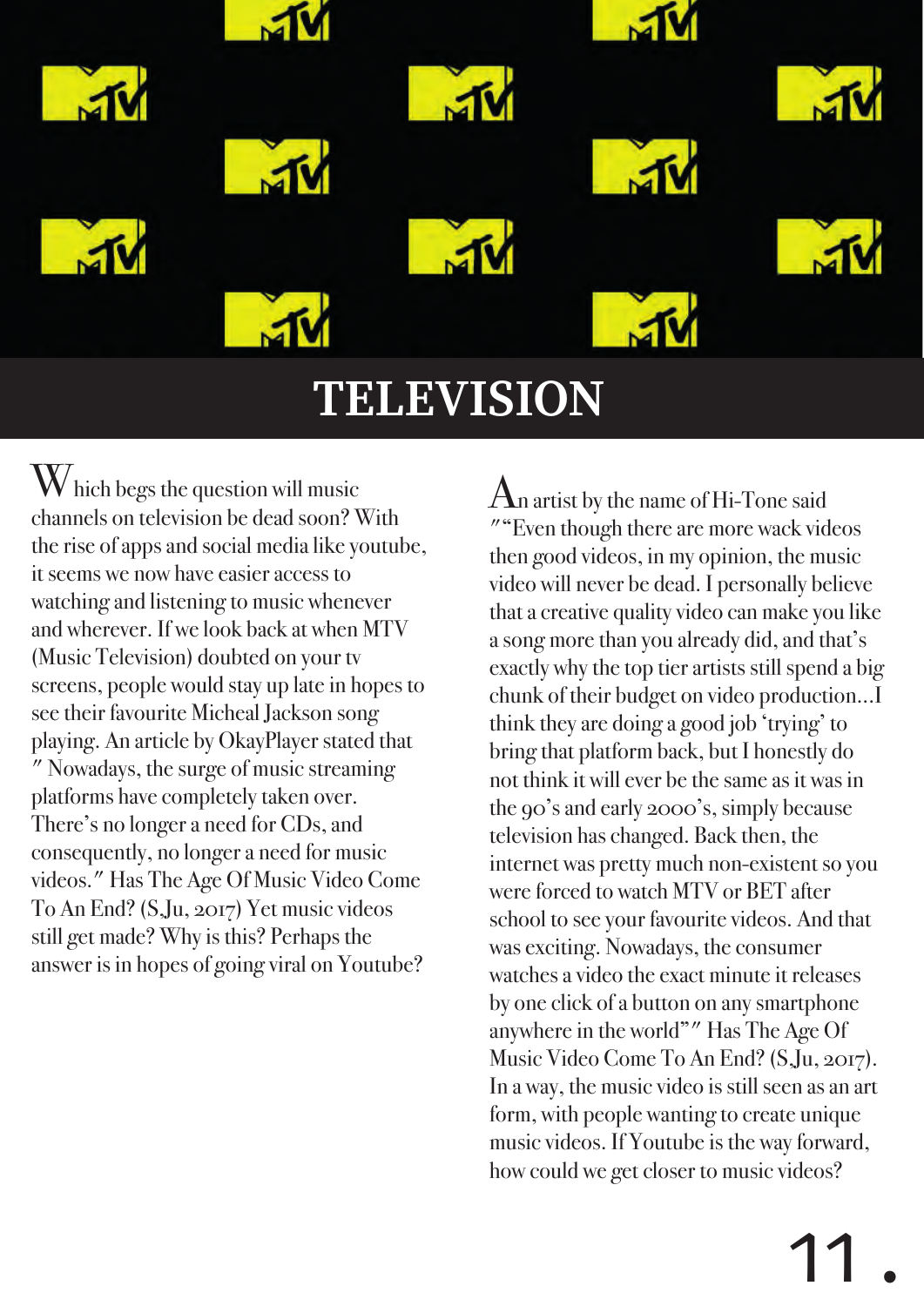# TELEVISION

Which begs the question will music channels on television be dead soon? With the rise of apps and social media like youtube, it seems we now have easier access to watching and listening to music whenever and wherever. If we look back at when MTV (Music Television) doubted on your tv screens, people would stay up late in hopes to see their favourite Micheal Jackson song playing. An article by OkayPlayer stated that " Nowadays, the surge of music streaming platforms have completely taken over. There's no longer a need for CDs, and consequently, no longer a need for music videos." Has The Age Of Music Video Come To An End? (S.Ju, 2017) Yet music videos still get made? Why is this? Perhaps the answer is in hopes of going viral on Youtube?

An artist by the name of Hi-Tone said ""Even though there are more wack videos then good videos, in my opinion, the music video will never be dead. I personally believe that a creative quality video can make you like a song more than you already did, and that's exactly why the top tier artists still spend a big chunk of their budget on video production...I think they are doing a good job 'trying' to bring that platform back, but I honestly do not think it will ever be the same as it was in the 90's and early 2000's, simply because television has changed. Back then, the internet was pretty much non-existent so you were forced to watch MTV or BET after school to see your favourite videos. And that was exciting. Nowadays, the consumer watches a video the exact minute it releases by one click of a button on any smartphone anywhere in the world"" Has The Age Of Music Video Come To An End? (S.Ju, 2017). In a way, the music video is still seen as an art form, with people wanting to create unique music videos. If Youtube is the way forward, how could we get closer to music videos?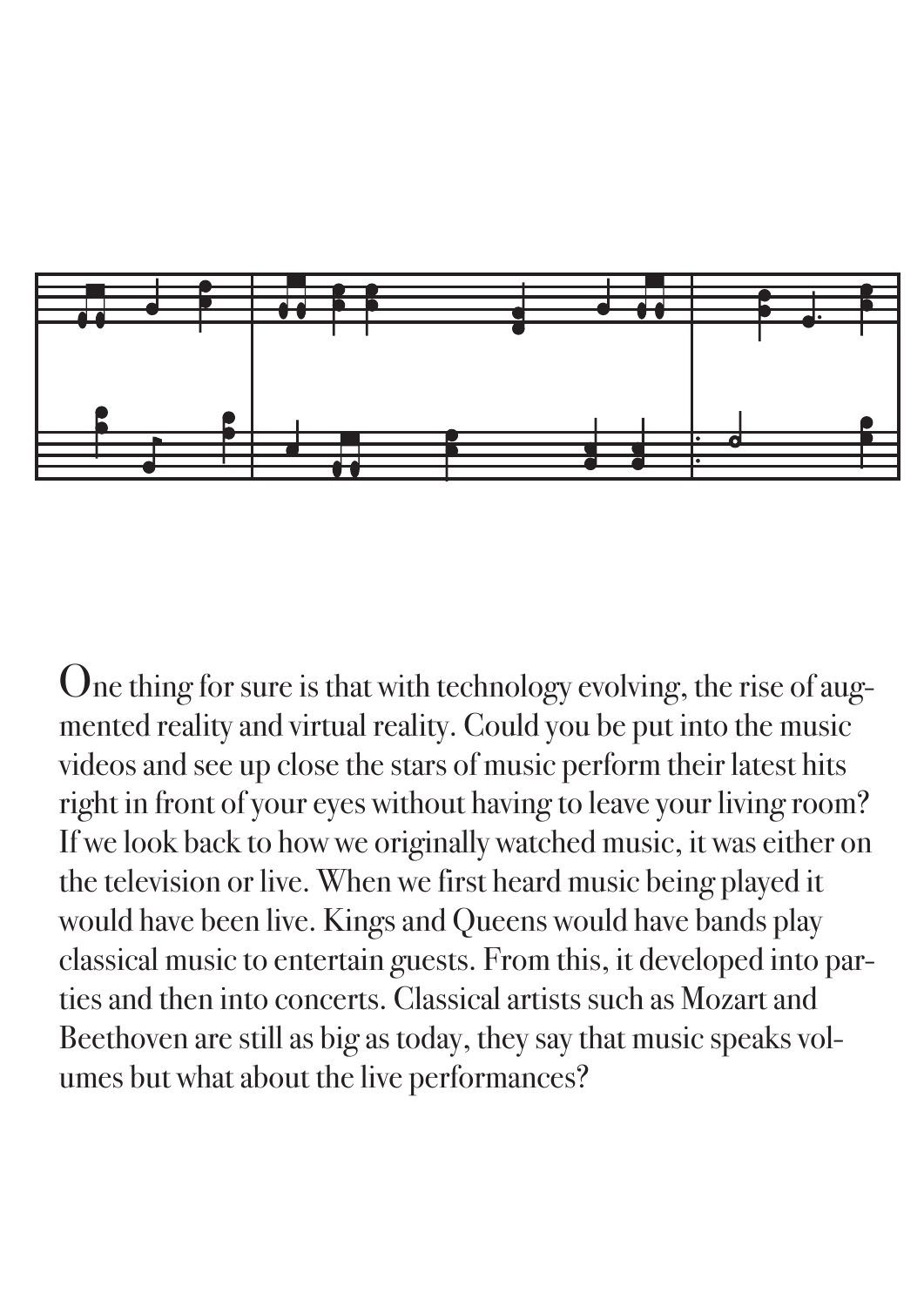One thing for sure is that with technology evolving, the rise of augmented reality and virtual reality. Could you be put into the music videos and see up close the stars of music perform their latest hits right in front of your eyes without having to leave your living room? If we look back to how we originally watched music, it was either on the television or live. When we first heard music being played it would have been live. Kings and Queens would have bands play classical music to entertain guests. From this, it developed into parties and then into concerts. Classical artists such as Mozart and Beethoven are still as big as today, they say that music speaks volumes but what about the live performances?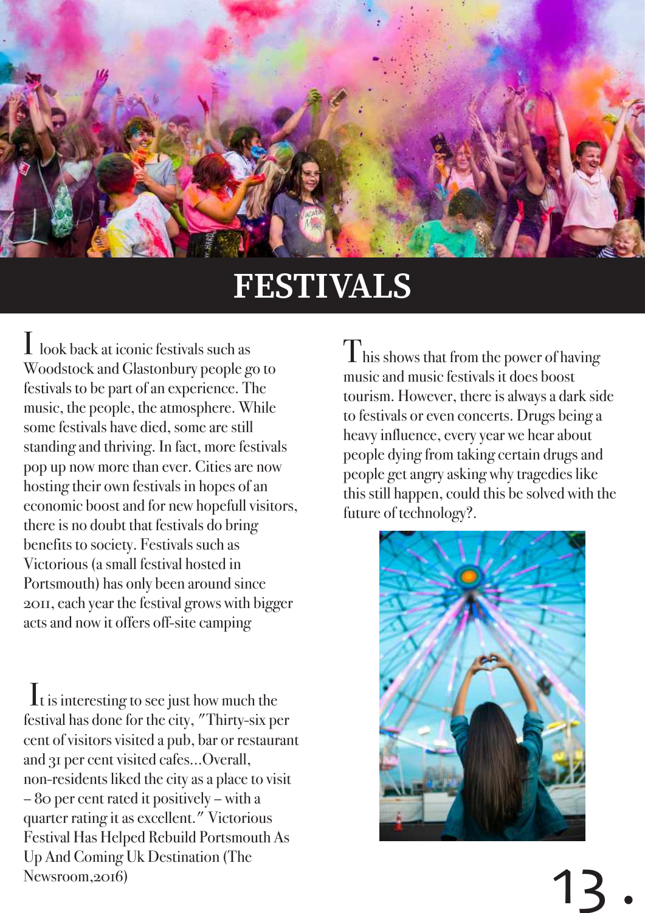# FESTIVALS

I look back at iconic festivals such as Woodstock and Glastonbury people go to festivals to be part of an experience. The music, the people, the atmosphere. While some festivals have died, some are still standing and thriving. In fact, more festivals pop up now more than ever. Cities are now hosting their own festivals in hopes of an economic boost and for new hopefull visitors, there is no doubt that festivals do bring benefits to society. Festivals such as Victorious (a small festival hosted in Portsmouth) has only been around since 2011, each year the festival grows with bigger acts and now it offers off-site camping

It is interesting to see just how much the festival has done for the city, "Thirty-six per cent of visitors visited a pub, bar or restaurant and 31 per cent visited cafes...Overall, non-residents liked the city as a place to visit – 80 per cent rated it positively – with a quarter rating it as excellent." Victorious Festival Has Helped Rebuild Portsmouth As Up And Coming Uk Destination (The Newsroom,2016)

This shows that from the power of having music and music festivals it does boost tourism. However, there is always a dark side to festivals or even concerts. Drugs being a heavy influence, every year we hear about people dying from taking certain drugs and people get angry asking why tragedies like this still happen, could this be solved with the future of technology?.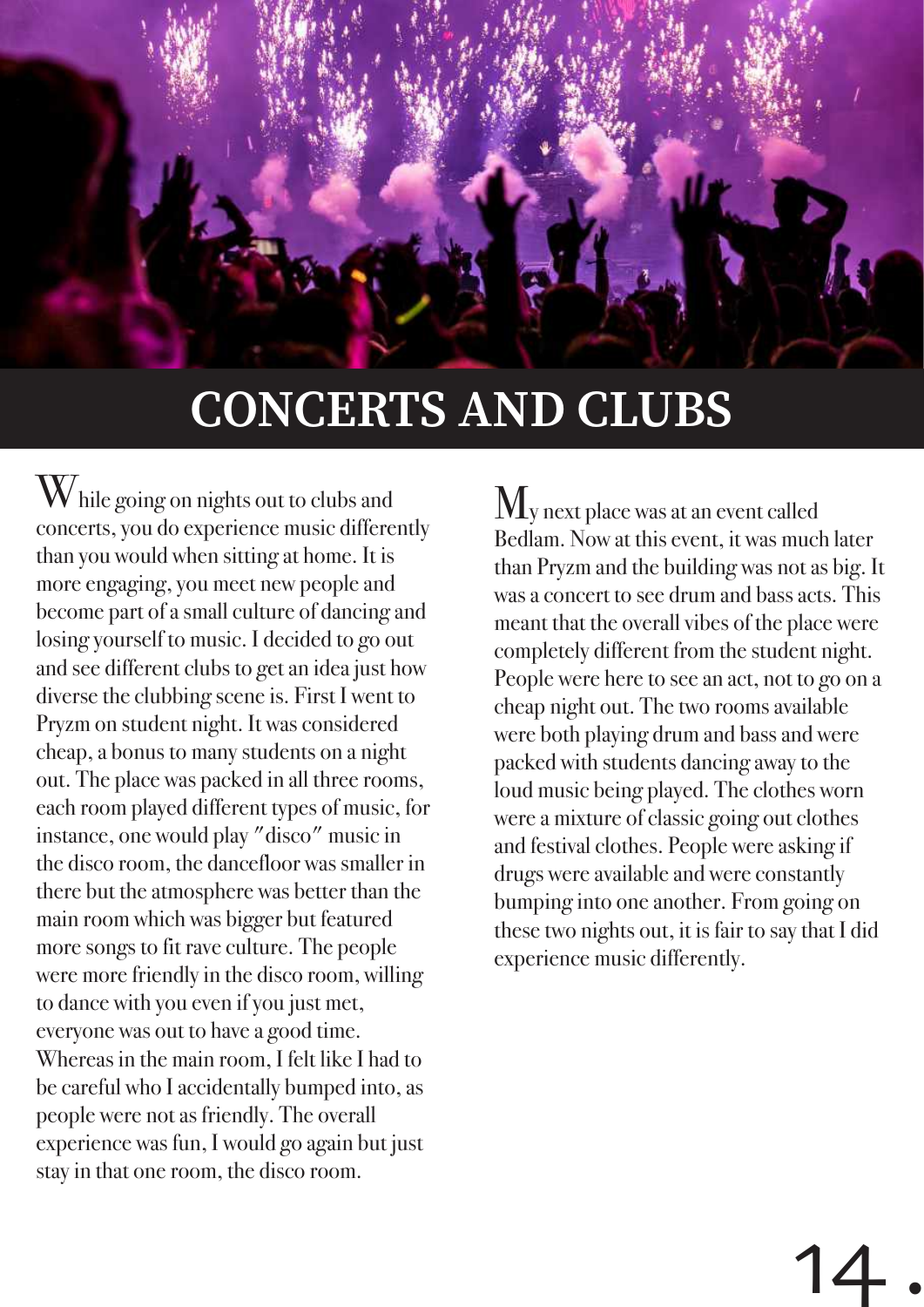# CONCERTS AND CLUBS

While going on nights out to clubs and concerts, you do experience music differently than you would when sitting at home. It is more engaging, you meet new people and become part of a small culture of dancing and losing yourself to music. I decided to go out and see different clubs to get an idea just how diverse the clubbing scene is. First I went to Pryzm on student night. It was considered cheap, a bonus to many students on a night out. The place was packed in all three rooms, each room played different types of music, for instance, one would play "disco" music in the disco room, the dancefloor was smaller in there but the atmosphere was better than the main room which was bigger but featured more songs to fit rave culture. The people were more friendly in the disco room, willing to dance with you even if you just met, everyone was out to have a good time. Whereas in the main room, I felt like I had to be careful who I accidentally bumped into, as people were not as friendly. The overall experience was fun, I would go again but just stay in that one room, the disco room.

My next place was at an event called Bedlam. Now at this event, it was much later than Pryzm and the building was not as big. It was a concert to see drum and bass acts. This meant that the overall vibes of the place were completely different from the student night. People were here to see an act, not to go on a cheap night out. The two rooms available were both playing drum and bass and were packed with students dancing away to the loud music being played. The clothes worn were a mixture of classic going out clothes and festival clothes. People were asking if drugs were available and were constantly bumping into one another. From going on these two nights out, it is fair to say that I did experience music differently.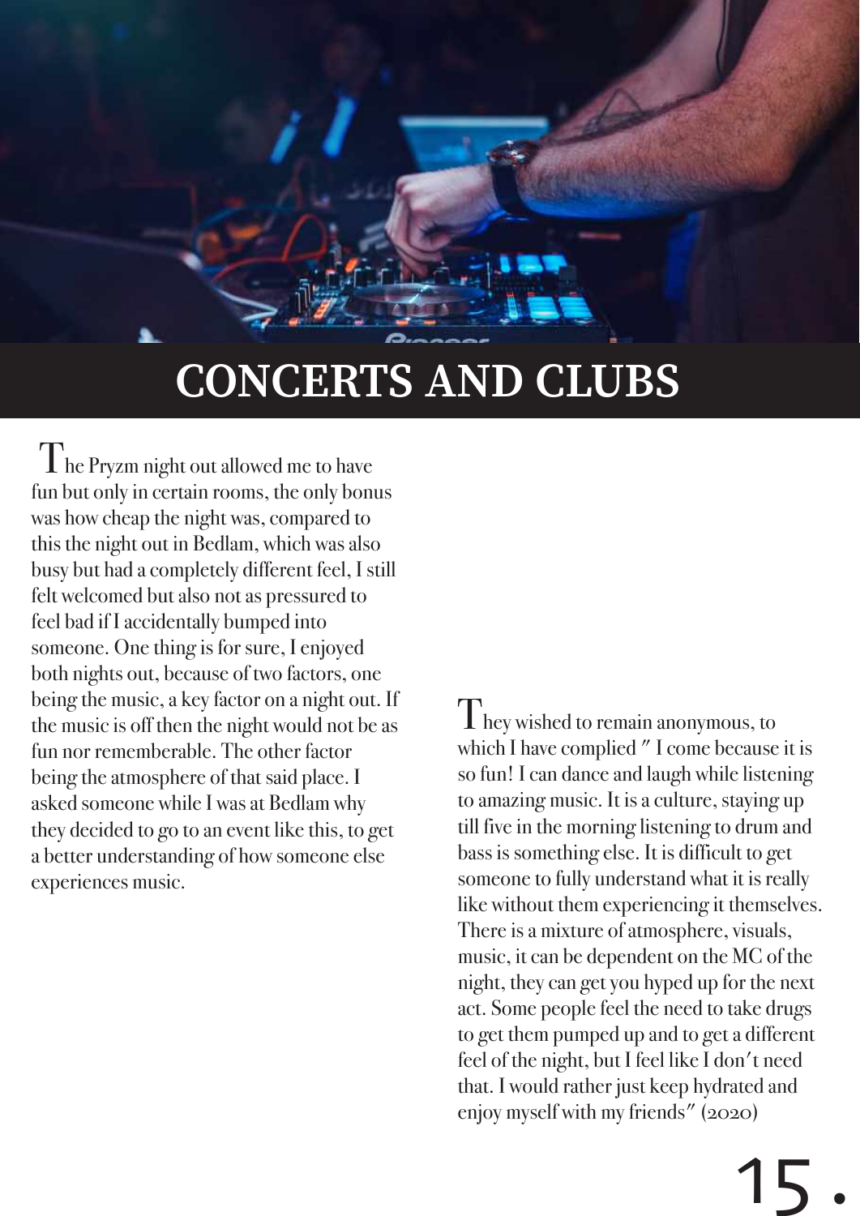# CONCERTS AND CLUBS

The Pryzm night out allowed me to have fun but only in certain rooms, the only bonus was how cheap the night was, compared to this the night out in Bedlam, which was also busy but had a completely different feel, I still felt welcomed but also not as pressured to feel bad if I accidentally bumped into someone. One thing is for sure, I enjoyed both nights out, because of two factors, one being the music, a key factor on a night out. If the music is off then the night would not be as fun nor rememberable. The other factor being the atmosphere of that said place. I asked someone while I was at Bedlam why they decided to go to an event like this, to get a better understanding of how someone else experiences music.

They wished to remain anonymous, to which I have complied " I come because it is so fun! I can dance and laugh while listening to amazing music. It is a culture, staying up till five in the morning listening to drum and bass is something else. It is difficult to get someone to fully understand what it is really like without them experiencing it themselves. There is a mixture of atmosphere, visuals, music, it can be dependent on the MC of the night, they can get you hyped up for the next act. Some people feel the need to take drugs to get them pumped up and to get a different feel of the night, but I feel like I don't need that. I would rather just keep hydrated and enjoy myself with my friends" (2020)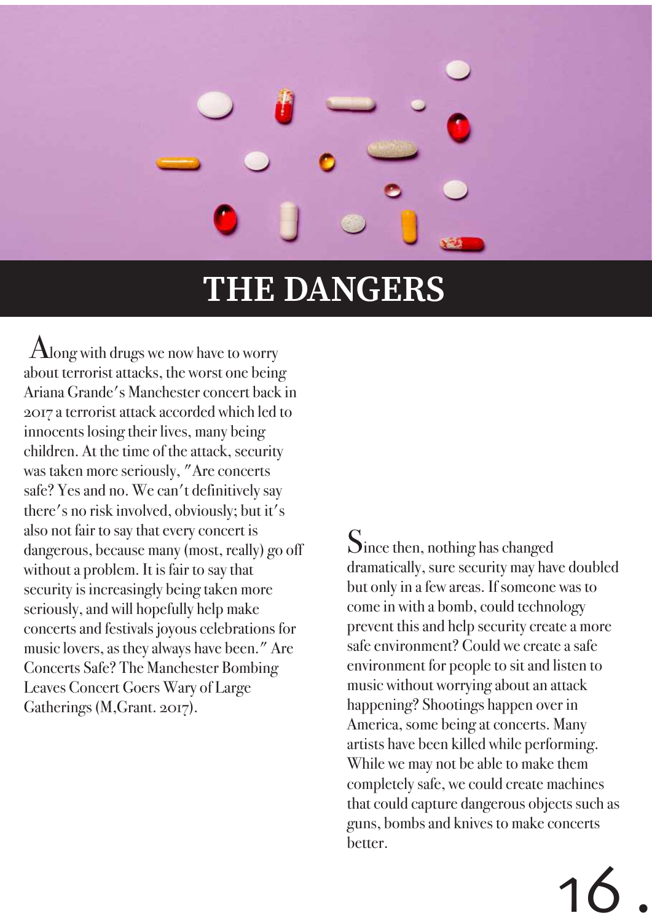# THE DANGERS

Along with drugs we now have to worry about terrorist attacks, the worst one being Ariana Grande's Manchester concert back in 2017 a terrorist attack accorded which led to innocents losing their lives, many being children. At the time of the attack, security was taken more seriously, "Are concerts safe? Yes and no. We can't definitively say there's no risk involved, obviously; but it's also not fair to say that every concert is dangerous, because many (most, really) go off without a problem. It is fair to say that security is increasingly being taken more seriously, and will hopefully help make concerts and festivals joyous celebrations for music lovers, as they always have been." Are Concerts Safe? The Manchester Bombing Leaves Concert Goers Wary of Large Gatherings (M,Grant. 2017).

Since then, nothing has changed dramatically, sure security may have doubled but only in a few areas. If someone was to come in with a bomb, could technology prevent this and help security create a more safe environment? Could we create a safe environment for people to sit and listen to music without worrying about an attack happening? Shootings happen over in America, some being at concerts. Many artists have been killed while performing. While we may not be able to make them completely safe, we could create machines that could capture dangerous objects such as guns, bombs and knives to make concerts better.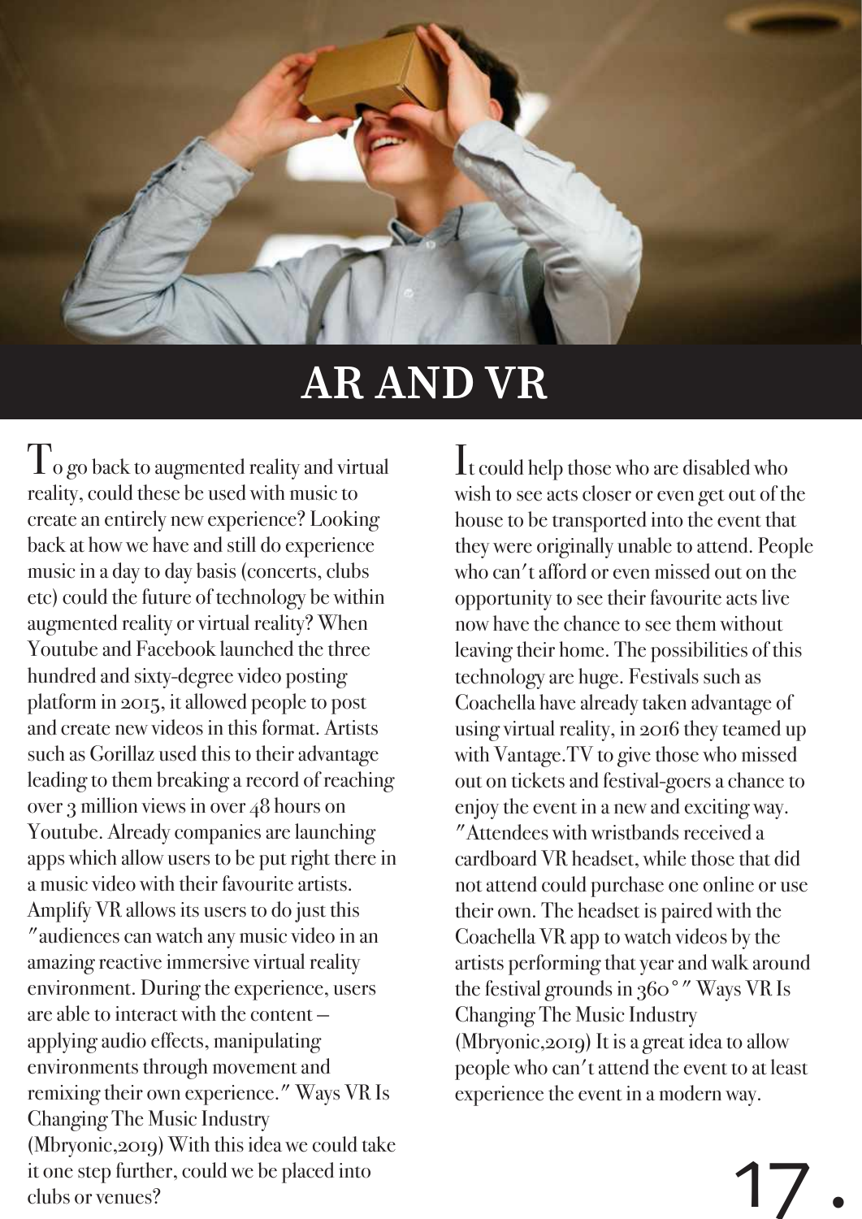# AR AND VR

To go back to augmented reality and virtual reality, could these be used with music to create an entirely new experience? Looking back at how we have and still do experience music in a day to day basis (concerts, clubs etc) could the future of technology be within augmented reality or virtual reality? When Youtube and Facebook launched the three hundred and sixty-degree video posting platform in 2015, it allowed people to post and create new videos in this format. Artists such as Gorillaz used this to their advantage leading to them breaking a record of reaching over 3 million views in over 48 hours on Youtube. Already companies are launching apps which allow users to be put right there in a music video with their favourite artists. Amplify VR allows its users to do just this "audiences can watch any music video in an amazing reactive immersive virtual reality environment. During the experience, users are able to interact with the content – applying audio effects, manipulating environments through movement and remixing their own experience." Ways VR Is Changing The Music Industry (Mbryonic,2019) With this idea we could take it one step further, could we be placed into clubs or venues?

It could help those who are disabled who wish to see acts closer or even get out of the house to be transported into the event that they were originally unable to attend. People who can't afford or even missed out on the opportunity to see their favourite acts live now have the chance to see them without leaving their home. The possibilities of this technology are huge. Festivals such as Coachella have already taken advantage of using virtual reality, in 2016 they teamed up with Vantage.TV to give those who missed out on tickets and festival-goers a chance to enjoy the event in a new and exciting way. "Attendees with wristbands received a cardboard VR headset, while those that did not attend could purchase one online or use their own. The headset is paired with the Coachella VR app to watch videos by the artists performing that year and walk around the festival grounds in 360°" Ways VR Is Changing The Music Industry (Mbryonic,2019) It is a great idea to allow people who can't attend the event to at least experience the event in a modern way.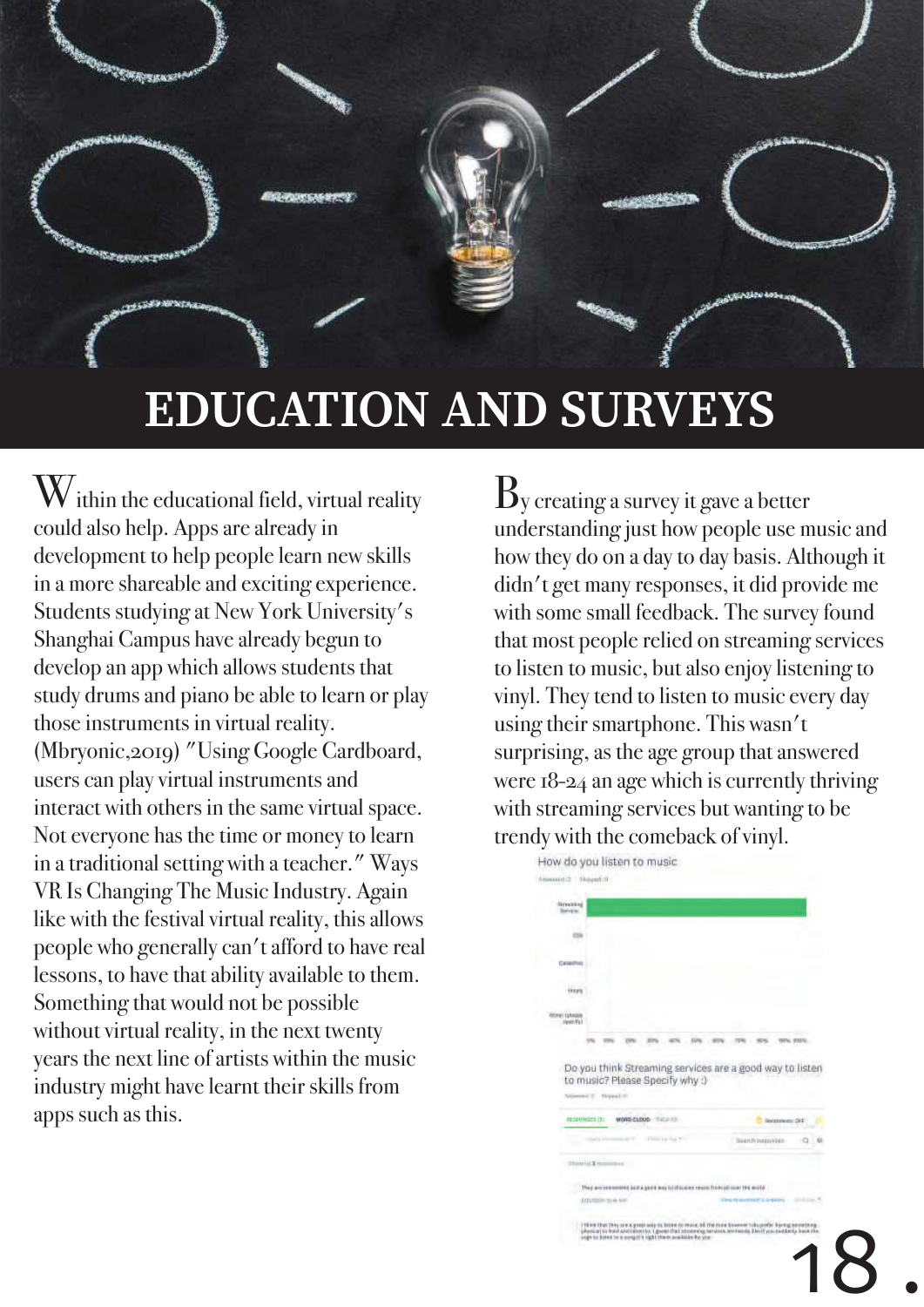# EDUCATION AND SURVEYS

Within the educational field, virtual reality could also help. Apps are already in development to help people learn new skills in a more shareable and exciting experience. Students studying at New York University's Shanghai Campus have already begun to develop an app which allows students that study drums and piano be able to learn or play those instruments in virtual reality. (Mbryonic,2019) "Using Google Cardboard, users can play virtual instruments and interact with others in the same virtual space. Not everyone has the time or money to learn in a traditional setting with a teacher." Ways VR Is Changing The Music Industry. Again like with the festival virtual reality, this allows people who generally can't afford to have real lessons, to have that ability available to them. Something that would not be possible without virtual reality, in the next twenty years the next line of artists within the music industry might have learnt their skills from apps such as this.

By creating a survey it gave a better understanding just how people use music and how they do on a day to day basis. Although it didn't get many responses, it did provide me with some small feedback. The survey found that most people relied on streaming services to listen to music, but also enjoy listening to vinyl. They tend to listen to music every day using their smartphone. This wasn't surprising, as the age group that answered were 18-24 an age which is currently thriving with streaming services but wanting to be trendy with the comeback of vinyl.

How do you listen to music

Do you think Streaming services are a good way to listen to music? Please Specify why :)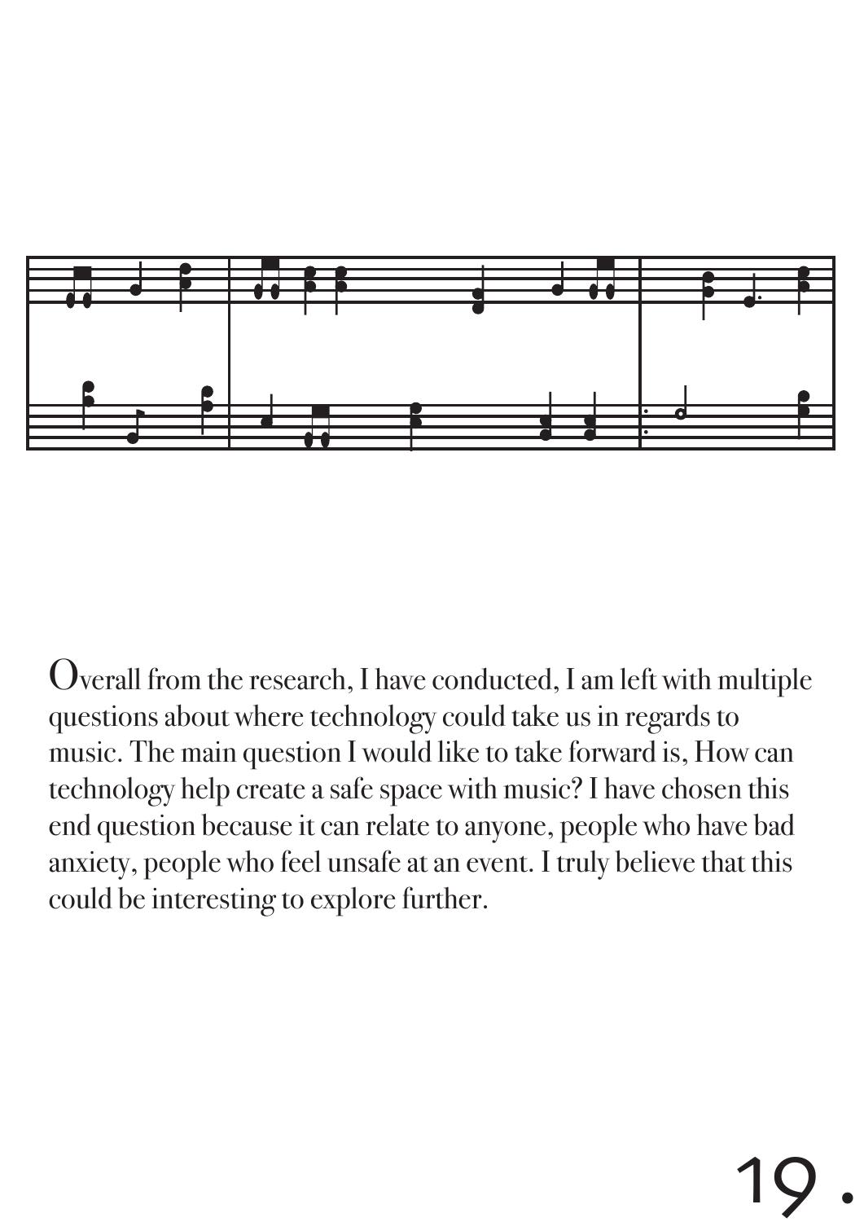Overall from the research, I have conducted, I am left with multiple questions about where technology could take us in regards to music. The main question I would like to take forward is, How can technology help create a safe space with music? I have chosen this end question because it can relate to anyone, people who have bad anxiety, people who feel unsafe at an event. I truly believe that this could be interesting to explore further.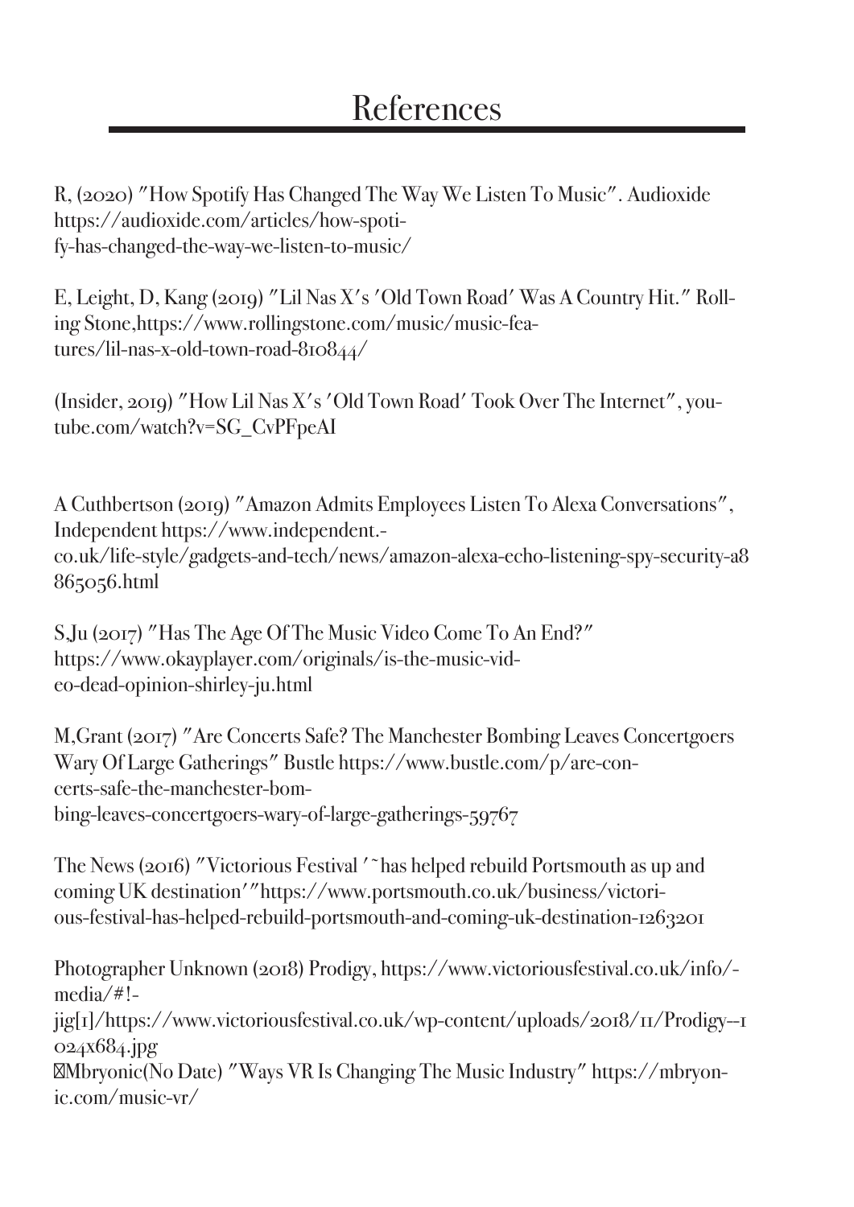# References

R, (2020) "How Spotify Has Changed The Way We Listen To Music". Audioxide https://audioxide.com/articles/how-spotify-has-changed-the-way-we-listen-to-music/

E, Leight, D, Kang (2019) "Lil Nas X's 'Old Town Road' Was A Country Hit." Rolling Stone,https://www.rollingstone.com/music/music-features/lil-nas-x-old-town-road-810844/

(Insider, 2019) "How Lil Nas X's 'Old Town Road' Took Over The Internet", youtube.com/watch?v=SG_CvPFpeAI

A Cuthbertson (2019) "Amazon Admits Employees Listen To Alexa Conversations", Independent https://www.independent.co.uk/life-style/gadgets-and-tech/news/amazon-alexa-echo-listening-spy-security-a8865056.html

S,Ju (2017) "Has The Age Of The Music Video Come To An End?" https://www.okayplayer.com/originals/is-the-music-video-dead-opinion-shirley-ju.html

M,Grant (2017) "Are Concerts Safe? The Manchester Bombing Leaves Concertgoers Wary Of Large Gatherings" Bustle https://www.bustle.com/p/are-concerts-safe-the-manchester-bombing-leaves-concertgoers-wary-of-large-gatherings-59767

The News (2016) "Victorious Festival '˜has helped rebuild Portsmouth as up and coming UK destination'"https://www.portsmouth.co.uk/business/victorious-festival-has-helped-rebuild-portsmouth-and-coming-uk-destination-1263201

Photographer Unknown (2018) Prodigy, https://www.victoriousfestival.co.uk/info/-media/#!-jig[1]/https://www.victoriousfestival.co.uk/wp-content/uploads/2018/11/Prodigy--1024x684.jpg
Mbryonic(No Date) "Ways VR Is Changing The Music Industry" https://mbryonic.com/music-vr/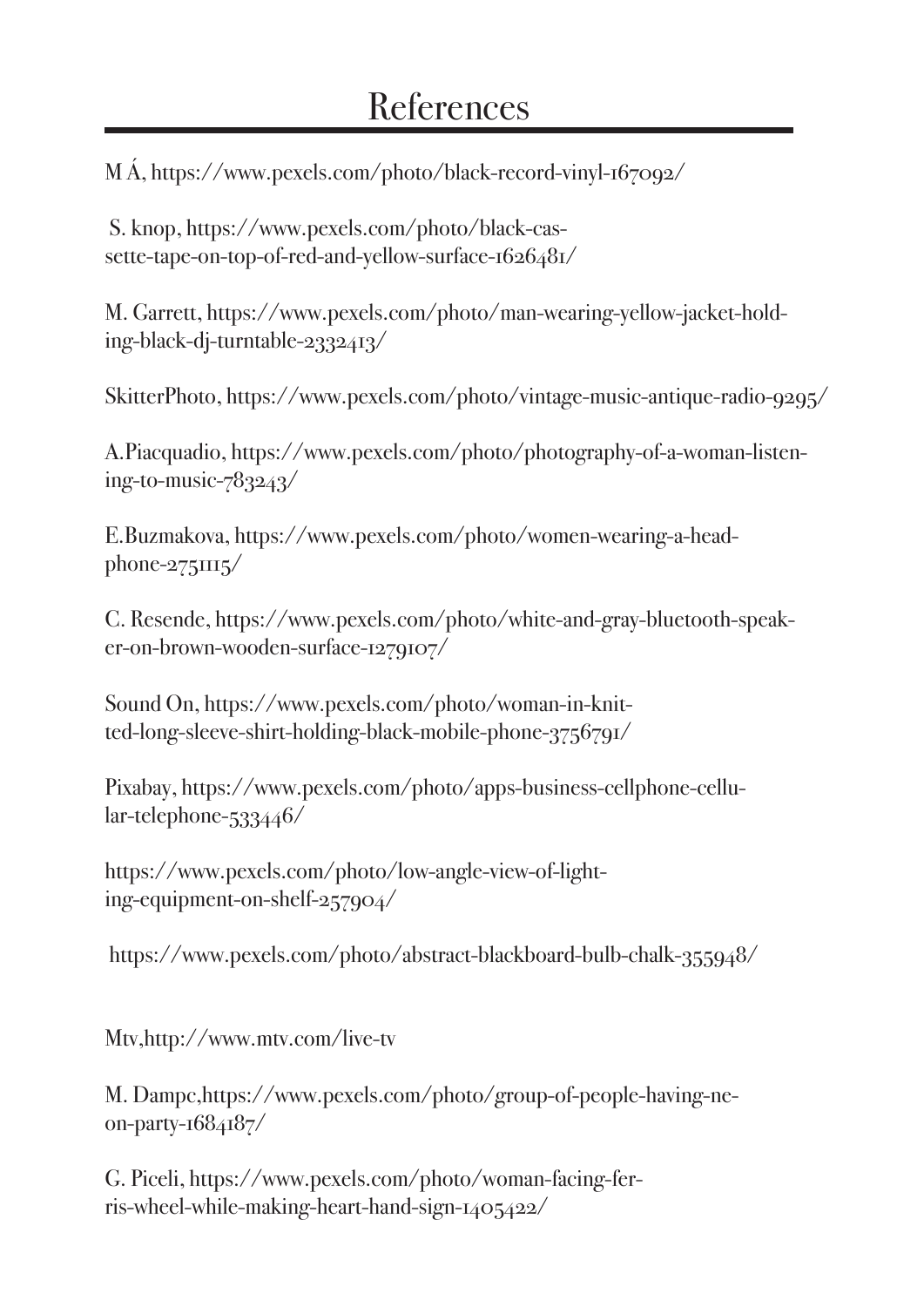# References

M Á, https://www.pexels.com/photo/black-record-vinyl-167092/

S. knop, https://www.pexels.com/photo/black-cassette-tape-on-top-of-red-and-yellow-surface-1626481/

M. Garrett, https://www.pexels.com/photo/man-wearing-yellow-jacket-holding-black-dj-turntable-2332413/

SkitterPhoto, https://www.pexels.com/photo/vintage-music-antique-radio-9295/

A.Piacquadio, https://www.pexels.com/photo/photography-of-a-woman-listening-to-music-783243/

E.Buzmakova, https://www.pexels.com/photo/women-wearing-a-headphone-2751115/

C. Resende, https://www.pexels.com/photo/white-and-gray-bluetooth-speaker-on-brown-wooden-surface-1279107/

Sound On, https://www.pexels.com/photo/woman-in-knitted-long-sleeve-shirt-holding-black-mobile-phone-3756791/

Pixabay, https://www.pexels.com/photo/apps-business-cellphone-cellular-telephone-533446/

https://www.pexels.com/photo/low-angle-view-of-lighting-equipment-on-shelf-257904/

https://www.pexels.com/photo/abstract-blackboard-bulb-chalk-355948/

Mtv,http://www.mtv.com/live-tv

M. Dampc,https://www.pexels.com/photo/group-of-people-having-neon-party-1684187/

G. Piceli, https://www.pexels.com/photo/woman-facing-ferris-wheel-while-making-heart-hand-sign-1405422/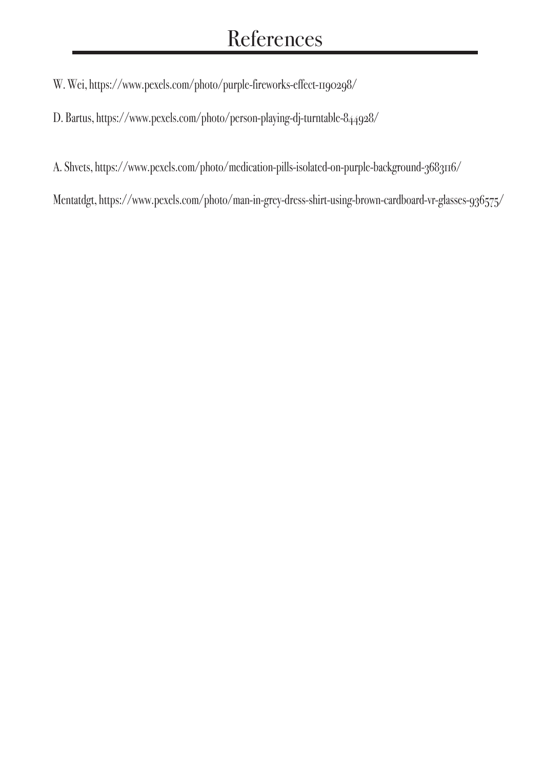# References

W. Wei, https://www.pexels.com/photo/purple-fireworks-effect-1190298/

D. Bartus, https://www.pexels.com/photo/person-playing-dj-turntable-844928/

A. Shvets, https://www.pexels.com/photo/medication-pills-isolated-on-purple-background-3683116/

Mentatdgt, https://www.pexels.com/photo/man-in-grey-dress-shirt-using-brown-cardboard-vr-glasses-936575/